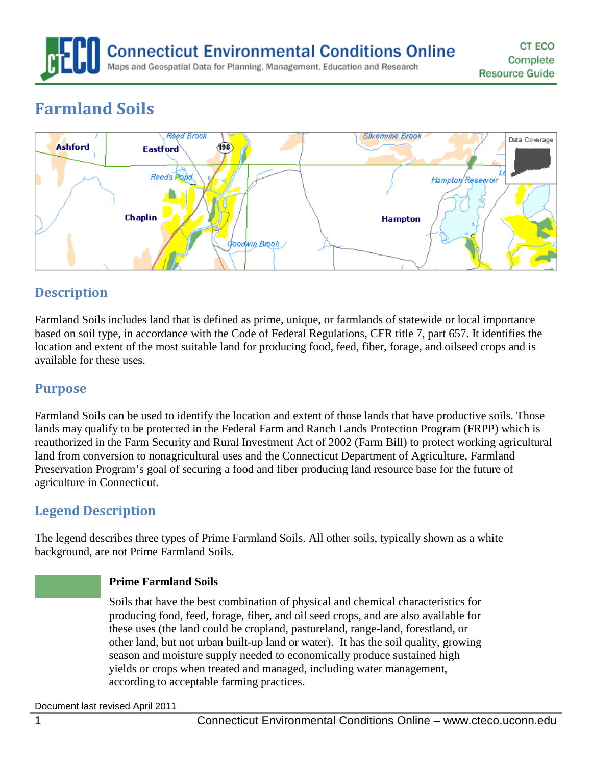# Farmland Soils

## Description

Farmland Soils includes land that is defined as prime, unique, or farmlands of statewide or local importance based on soil type, in accordance with the Code of Federal Regulations, CFR title 7, part 657. It identifies the location and extent of the most suitable land for producing food, feed, fiber, forage, and oilseed crops and is available for these uses.

## Purpose

Farmland Soils can be used to identify the location and extent of those lands that have productive soils. Those lands may qualify to be protected in the Federal Farm and Ranch Lands Protection Program (FRPP) which is reauthorized in the Farm Security and Rural Investment Act of 2002 (Farm Bill) to protect working agricultural land from conversion to nonagricultural uses and the Connecticut Department of Agriculture, Farmland Preservation Program's goal of securing a food and fiber producing land resource base for the future of agriculture in Connecticut.

## Legend Description

The legend describes three types of Prime Farmland Soils. All other soils, typically shown as a white background, are not Prime Farmland Soils.

**Prime Farmland Soils**

Soils that have the best combination of physical and chemical characteristics for producing food, feed, forage, fiber, and oil seed crops, and are also available for these uses (the land could be cropland, pastureland, range-land, forestland, or other land, but not urban built-up land or water). It has the soil quality, growing season and moisture supply needed to economically produce sustained high yields or crops when treated and managed, including water management, according to acceptable farming practices.

Document last revised April 2011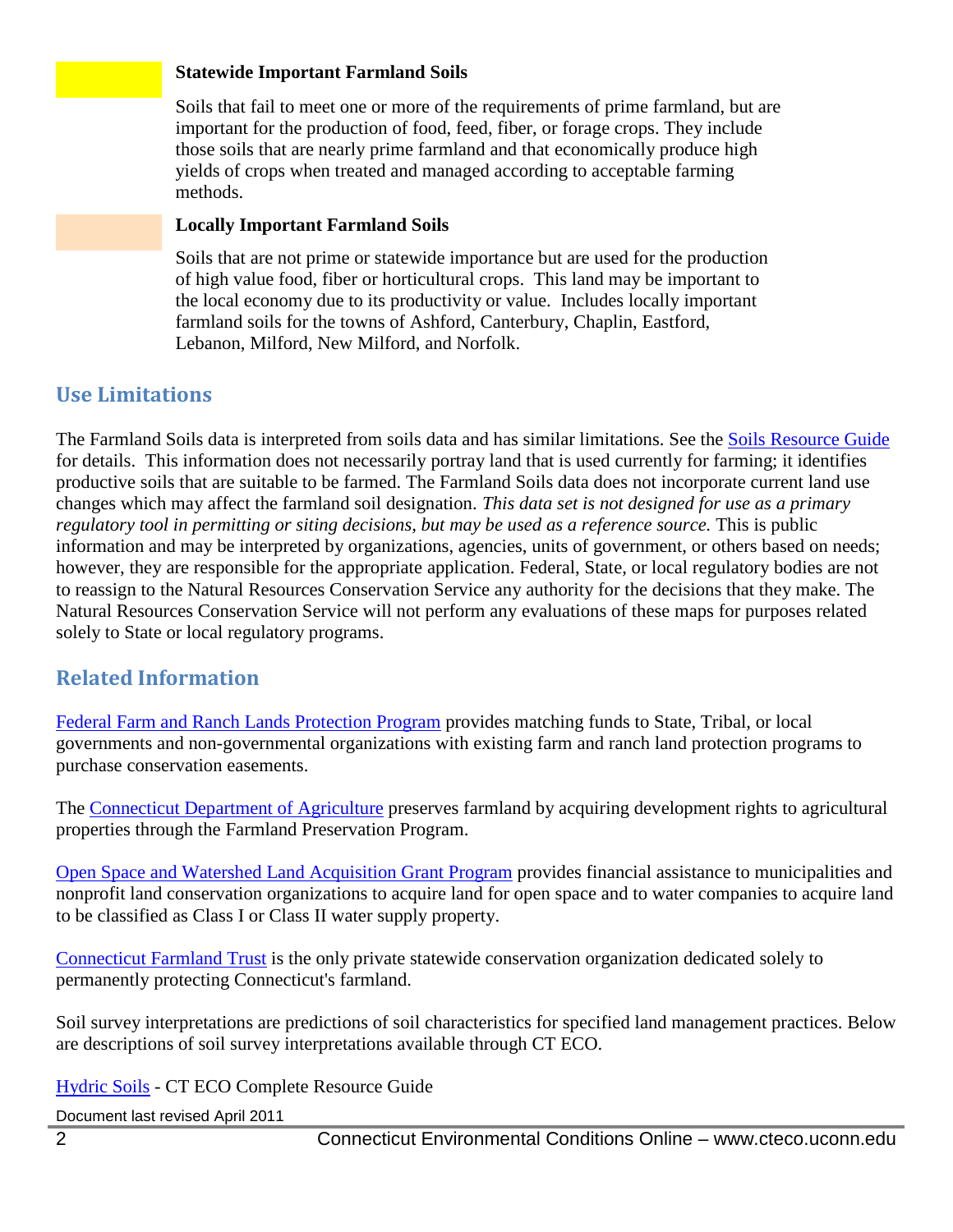**Statewide Important Farmland Soils**

Soils that fail to meet one or more of the requirements of prime farmland, but are important for the production of food, feed, fiber, or forage crops. They include those soils that are nearly prime farmland and that economically produce high yields of crops when treated and managed according to acceptable farming methods.

**Locally Important Farmland Soils**

Soils that are not prime or statewide importance but are used for the production of high value food, fiber or horticultural crops. This land may be important to the local economy due to its productivity or value. Includes locally important farmland soils for the towns of Ashford, Canterbury, Chaplin, Eastford, Lebanon, Milford, New Milford, and Norfolk.

## Use Limitations

The Farmland Soils data is interpreted from soils data and has similar limitations. See the Soils Resource Guide for details. This information does not necessarily portray land that is used currently for farming; it identifies productive soils that are suitable to be farmed. The Farmland Soils data does not incorporate current land use changes which may affect the farmland soil designation. *This data set is not designed for use as a primary regulatory tool in permitting or siting decisions, but may be used as a reference source.* This is public information and may be interpreted by organizations, agencies, units of government, or others based on needs; however, they are responsible for the appropriate application. Federal, State, or local regulatory bodies are not to reassign to the Natural Resources Conservation Service any authority for the decisions that they make. The Natural Resources Conservation Service will not perform any evaluations of these maps for purposes related solely to State or local regulatory programs.

## Related Information

Federal Farm and Ranch Lands Protection Program provides matching funds to State, Tribal, or local governments and non-governmental organizations with existing farm and ranch land protection programs to purchase conservation easements.

The Connecticut Department of Agriculture preserves farmland by acquiring development rights to agricultural properties through the Farmland Preservation Program.

Open Space and Watershed Land Acquisition Grant Program provides financial assistance to municipalities and nonprofit land conservation organizations to acquire land for open space and to water companies to acquire land to be classified as Class I or Class II water supply property.

Connecticut Farmland Trust is the only private statewide conservation organization dedicated solely to permanently protecting Connecticut's farmland.

Soil survey interpretations are predictions of soil characteristics for specified land management practices. Below are descriptions of soil survey interpretations available through CT ECO.

Hydric Soils - CT ECO Complete Resource Guide

Document last revised April 2011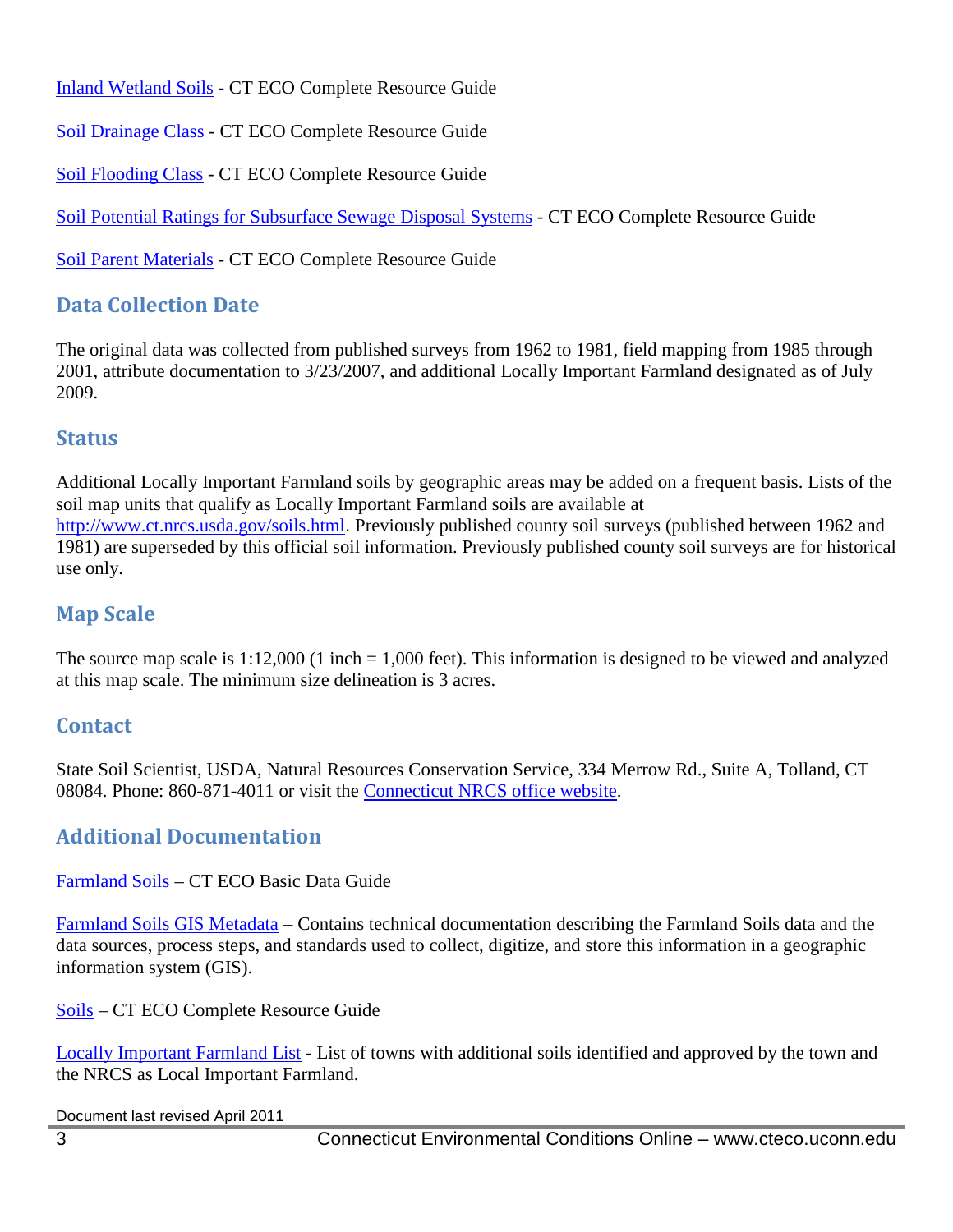[Inland Wetland Soils](#) - CT ECO Complete Resource Guide

[Soil Drainage Class](#) - CT ECO Complete Resource Guide

[Soil Flooding Class](#) - CT ECO Complete Resource Guide

[Soil Potential Ratings for Subsurface Sewage Disposal Systems](#) - CT ECO Complete Resource Guide

[Soil Parent Materials](#) - CT ECO Complete Resource Guide

## Data Collection Date

The original data was collected from published surveys from 1962 to 1981, field mapping from 1985 through 2001, attribute documentation to 3/23/2007, and additional Locally Important Farmland designated as of July 2009.

## Status

Additional Locally Important Farmland soils by geographic areas may be added on a frequent basis. Lists of the soil map units that qualify as Locally Important Farmland soils are available at http://www.ct.nrcs.usda.gov/soils.html. Previously published county soil surveys (published between 1962 and 1981) are superseded by this official soil information. Previously published county soil surveys are for historical use only.

## Map Scale

The source map scale is 1:12,000 (1 inch = 1,000 feet). This information is designed to be viewed and analyzed at this map scale. The minimum size delineation is 3 acres.

## Contact

State Soil Scientist, USDA, Natural Resources Conservation Service, 334 Merrow Rd., Suite A, Tolland, CT 08084. Phone: 860-871-4011 or visit the [Connecticut NRCS office website](#).

## Additional Documentation

[Farmland Soils](#) – CT ECO Basic Data Guide

[Farmland Soils GIS Metadata](#) – Contains technical documentation describing the Farmland Soils data and the data sources, process steps, and standards used to collect, digitize, and store this information in a geographic information system (GIS).

[Soils](#) – CT ECO Complete Resource Guide

[Locally Important Farmland List](#) - List of towns with additional soils identified and approved by the town and the NRCS as Local Important Farmland.

Document last revised April 2011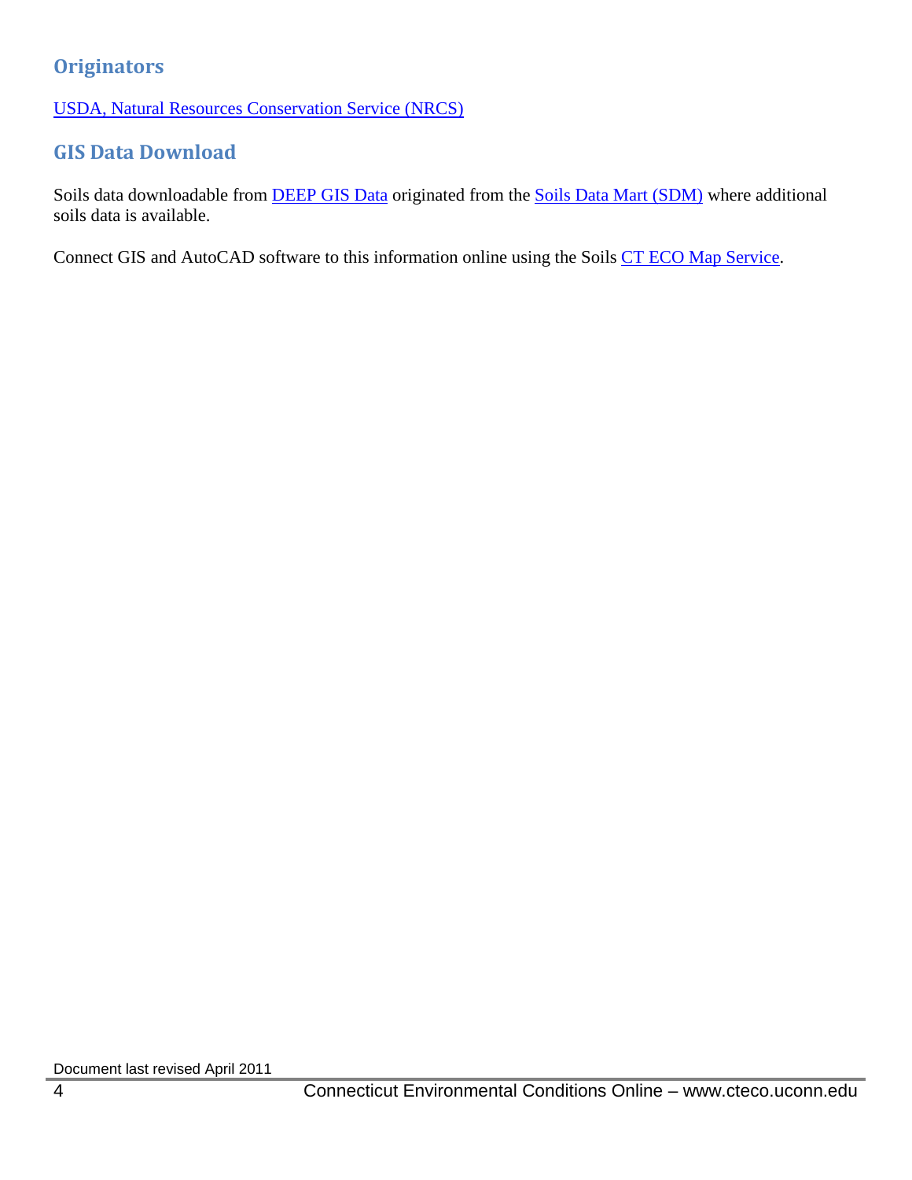## Originators

USDA, Natural Resources Conservation Service (NRCS)

## GIS Data Download

Soils data downloadable from DEEP GIS Data originated from the Soils Data Mart (SDM) where additional soils data is available.

Connect GIS and AutoCAD software to this information online using the Soils CT ECO Map Service.

Document last revised April 2011